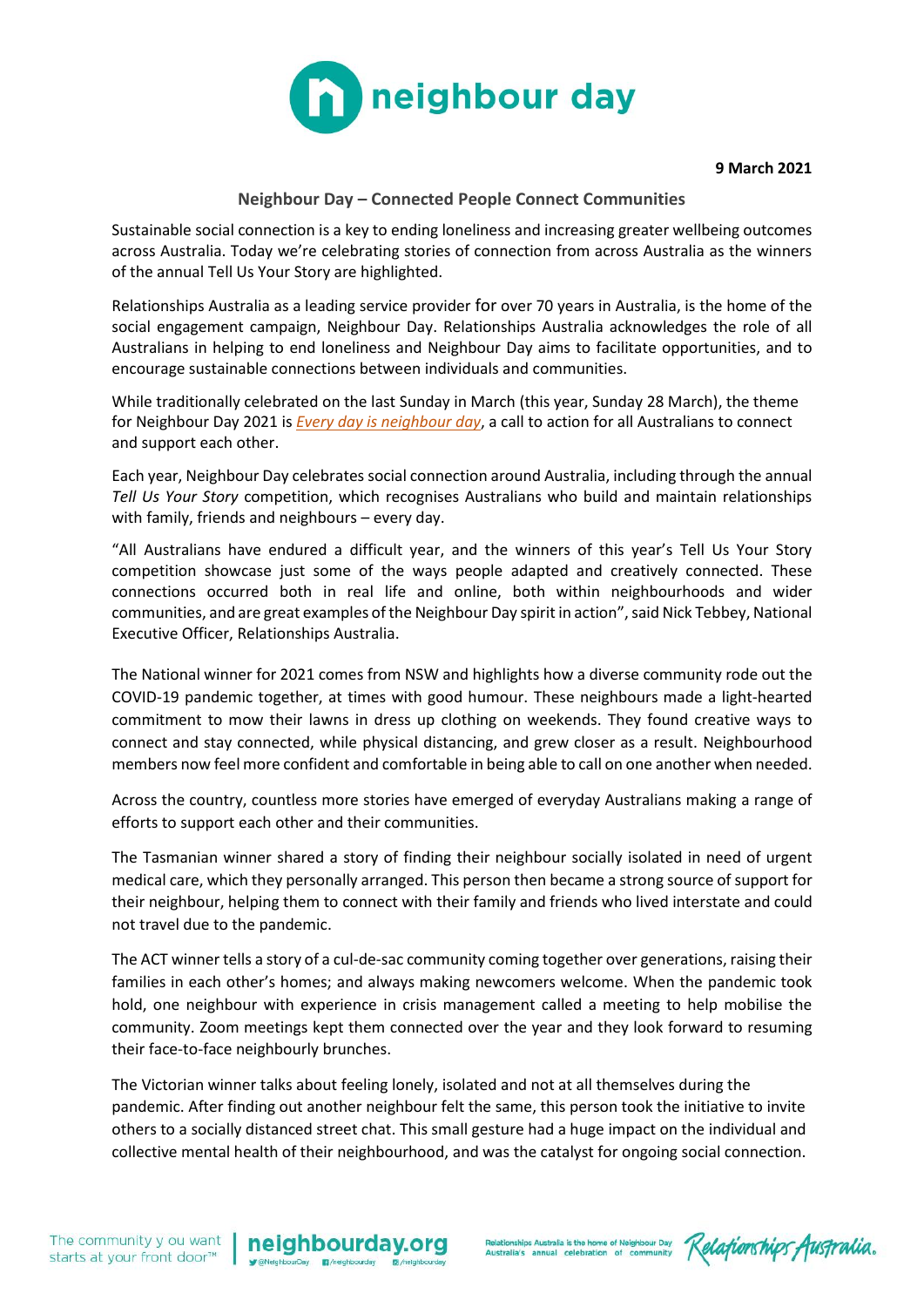**9 March 2021**

## Neighbour Day – Connected People Connect Communities

Sustainable social connection is a key to ending loneliness and increasing greater wellbeing outcomes across Australia. Today we're celebrating stories of connection from across Australia as the winners of the annual Tell Us Your Story are highlighted.

Relationships Australia as a leading service provider for over 70 years in Australia, is the home of the social engagement campaign, Neighbour Day. Relationships Australia acknowledges the role of all Australians in helping to end loneliness and Neighbour Day aims to facilitate opportunities, and to encourage sustainable connections between individuals and communities.

While traditionally celebrated on the last Sunday in March (this year, Sunday 28 March), the theme for Neighbour Day 2021 is *Every day is neighbour day*, a call to action for all Australians to connect and support each other.

Each year, Neighbour Day celebrates social connection around Australia, including through the annual *Tell Us Your Story* competition, which recognises Australians who build and maintain relationships with family, friends and neighbours – every day.

"All Australians have endured a difficult year, and the winners of this year's Tell Us Your Story competition showcase just some of the ways people adapted and creatively connected. These connections occurred both in real life and online, both within neighbourhoods and wider communities, and are great examples of the Neighbour Day spirit in action", said Nick Tebbey, National Executive Officer, Relationships Australia.

The National winner for 2021 comes from NSW and highlights how a diverse community rode out the COVID-19 pandemic together, at times with good humour. These neighbours made a light-hearted commitment to mow their lawns in dress up clothing on weekends. They found creative ways to connect and stay connected, while physical distancing, and grew closer as a result. Neighbourhood members now feel more confident and comfortable in being able to call on one another when needed.

Across the country, countless more stories have emerged of everyday Australians making a range of efforts to support each other and their communities.

The Tasmanian winner shared a story of finding their neighbour socially isolated in need of urgent medical care, which they personally arranged. This person then became a strong source of support for their neighbour, helping them to connect with their family and friends who lived interstate and could not travel due to the pandemic.

The ACT winner tells a story of a cul-de-sac community coming together over generations, raising their families in each other's homes; and always making newcomers welcome. When the pandemic took hold, one neighbour with experience in crisis management called a meeting to help mobilise the community. Zoom meetings kept them connected over the year and they look forward to resuming their face-to-face neighbourly brunches.

The Victorian winner talks about feeling lonely, isolated and not at all themselves during the pandemic. After finding out another neighbour felt the same, this person took the initiative to invite others to a socially distanced street chat. This small gesture had a huge impact on the individual and collective mental health of their neighbourhood, and was the catalyst for ongoing social connection.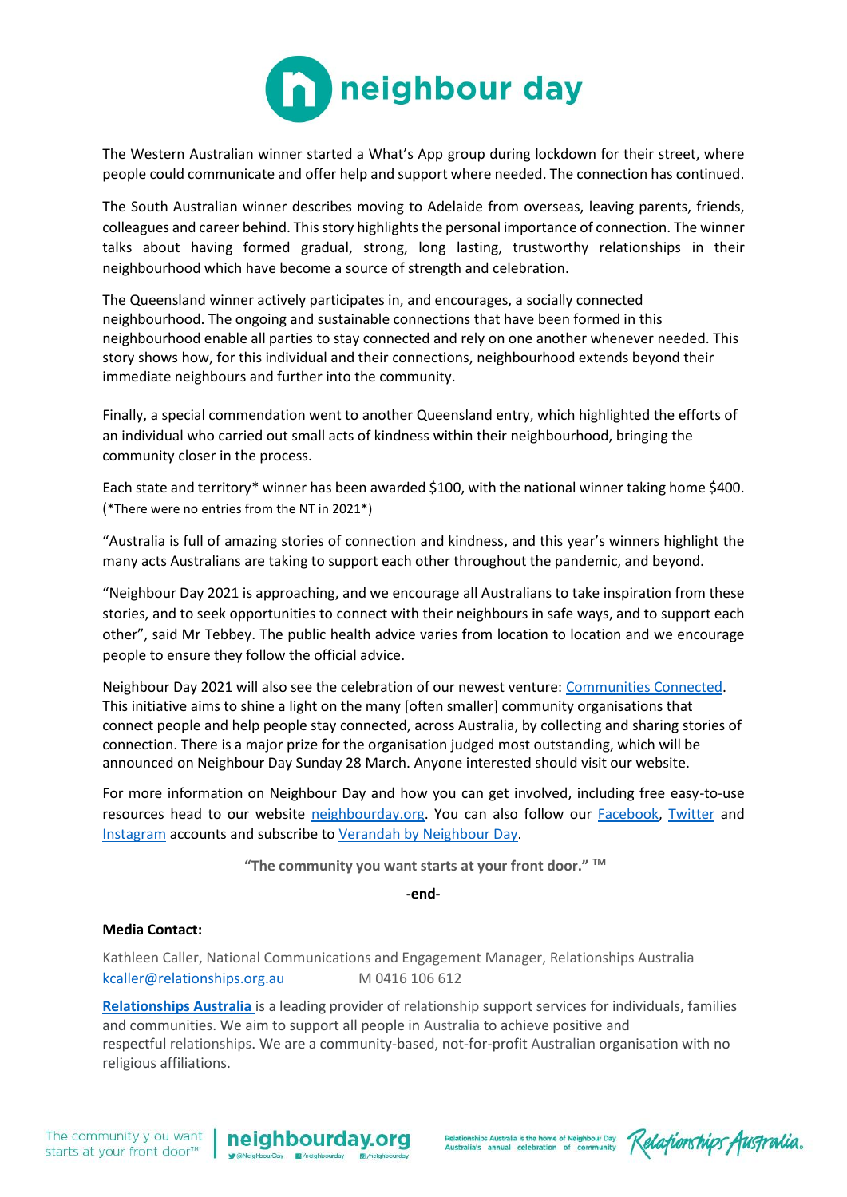The Western Australian winner started a What's App group during lockdown for their street, where people could communicate and offer help and support where needed. The connection has continued.

The South Australian winner describes moving to Adelaide from overseas, leaving parents, friends, colleagues and career behind. This story highlights the personal importance of connection. The winner talks about having formed gradual, strong, long lasting, trustworthy relationships in their neighbourhood which have become a source of strength and celebration.

The Queensland winner actively participates in, and encourages, a socially connected neighbourhood. The ongoing and sustainable connections that have been formed in this neighbourhood enable all parties to stay connected and rely on one another whenever needed. This story shows how, for this individual and their connections, neighbourhood extends beyond their immediate neighbours and further into the community.

Finally, a special commendation went to another Queensland entry, which highlighted the efforts of an individual who carried out small acts of kindness within their neighbourhood, bringing the community closer in the process.

Each state and territory* winner has been awarded $100, with the national winner taking home $400. (*There were no entries from the NT in 2021*)

"Australia is full of amazing stories of connection and kindness, and this year's winners highlight the many acts Australians are taking to support each other throughout the pandemic, and beyond.

"Neighbour Day 2021 is approaching, and we encourage all Australians to take inspiration from these stories, and to seek opportunities to connect with their neighbours in safe ways, and to support each other", said Mr Tebbey. The public health advice varies from location to location and we encourage people to ensure they follow the official advice.

Neighbour Day 2021 will also see the celebration of our newest venture: Communities Connected. This initiative aims to shine a light on the many [often smaller] community organisations that connect people and help people stay connected, across Australia, by collecting and sharing stories of connection. There is a major prize for the organisation judged most outstanding, which will be announced on Neighbour Day Sunday 28 March. Anyone interested should visit our website.

For more information on Neighbour Day and how you can get involved, including free easy-to-use resources head to our website neighbourday.org. You can also follow our Facebook, Twitter and Instagram accounts and subscribe to Verandah by Neighbour Day.

**"The community you want starts at your front door." ™**

**-end-**

**Media Contact:**

Kathleen Caller, National Communications and Engagement Manager, Relationships Australia
kcaller@relationships.org.au M 0416 106 612

**Relationships Australia** is a leading provider of relationship support services for individuals, families and communities. We aim to support all people in Australia to achieve positive and respectful relationships. We are a community-based, not-for-profit Australian organisation with no religious affiliations.